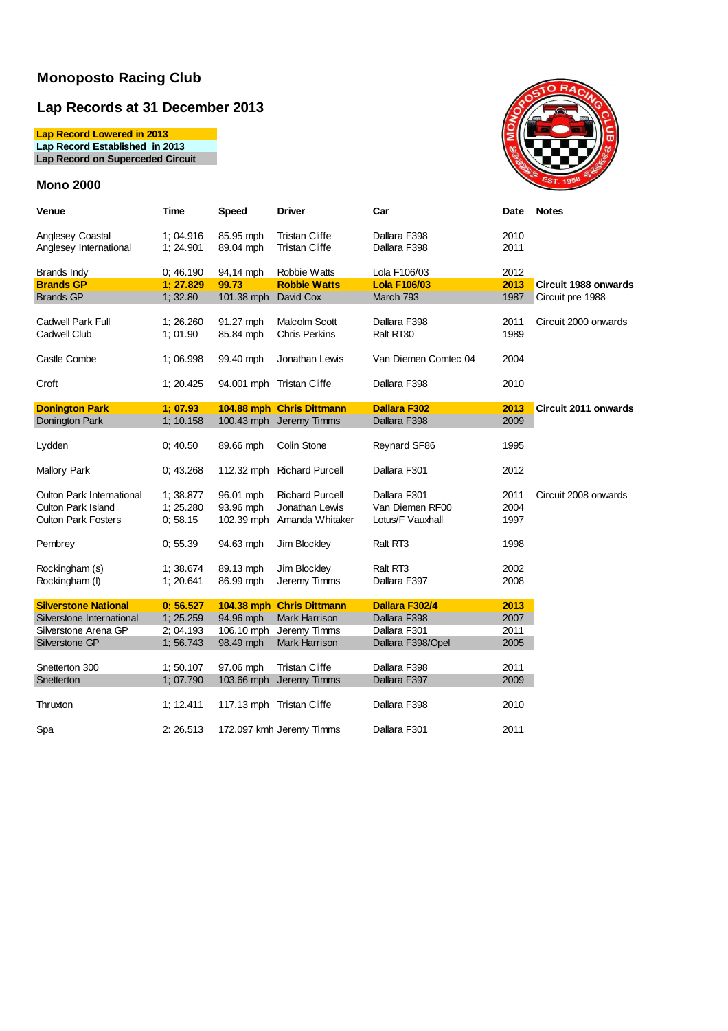## Monoposto Racing Club

## Lap Records at 31 December 2013

**Lap Record Lowered in 2013**
**Lap Record Established in 2013**
**Lap Record on Superceded Circuit**

### Mono 2000

| Venue | Time | Speed | Driver | Car | Date | Notes |
|---|---|---|---|---|---|---|
| Anglesey Coastal | 1; 04.916 | 85.95 mph | Tristan Cliffe | Dallara F398 | 2010 | |
| Anglesey International | 1; 24.901 | 89.04 mph | Tristan Cliffe | Dallara F398 | 2011 | |
| Brands Indy | 0; 46.190 | 94,14 mph | Robbie Watts | Lola F106/03 | 2012 | |
| **Brands GP** | **1; 27.829** | **99.73** | **Robbie Watts** | **Lola F106/03** | **2013** | **Circuit 1988 onwards** |
| Brands GP | 1; 32.80 | 101.38 mph | David Cox | March 793 | 1987 | Circuit pre 1988 |
| Cadwell Park Full | 1; 26.260 | 91.27 mph | Malcolm Scott | Dallara F398 | 2011 | Circuit 2000 onwards |
| Cadwell Club | 1; 01.90 | 85.84 mph | Chris Perkins | Ralt RT30 | 1989 | |
| Castle Combe | 1; 06.998 | 99.40 mph | Jonathan Lewis | Van Diemen Comtec 04 | 2004 | |
| Croft | 1; 20.425 | 94.001 mph | Tristan Cliffe | Dallara F398 | 2010 | |
| **Donington Park** | **1; 07.93** | **104.88 mph** | **Chris Dittmann** | **Dallara F302** | **2013** | **Circuit 2011 onwards** |
| Donington Park | 1; 10.158 | 100.43 mph | Jeremy Timms | Dallara F398 | 2009 | |
| Lydden | 0; 40.50 | 89.66 mph | Colin Stone | Reynard SF86 | 1995 | |
| Mallory Park | 0; 43.268 | 112.32 mph | Richard Purcell | Dallara F301 | 2012 | |
| Oulton Park International | 1; 38.877 | 96.01 mph | Richard Purcell | Dallara F301 | 2011 | Circuit 2008 onwards |
| Oulton Park Island | 1; 25.280 | 93.96 mph | Jonathan Lewis | Van Diemen RF00 | 2004 | |
| Oulton Park Fosters | 0; 58.15 | 102.39 mph | Amanda Whitaker | Lotus/F Vauxhall | 1997 | |
| Pembrey | 0; 55.39 | 94.63 mph | Jim Blockley | Ralt RT3 | 1998 | |
| Rockingham (s) | 1; 38.674 | 89.13 mph | Jim Blockley | Ralt RT3 | 2002 | |
| Rockingham (l) | 1; 20.641 | 86.99 mph | Jeremy Timms | Dallara F397 | 2008 | |
| **Silverstone National** | **0; 56.527** | **104.38 mph** | **Chris Dittmann** | **Dallara F302/4** | **2013** | |
| Silverstone International | 1; 25.259 | 94.96 mph | Mark Harrison | Dallara F398 | 2007 | |
| Silverstone Arena GP | 2; 04.193 | 106.10 mph | Jeremy Timms | Dallara F301 | 2011 | |
| Silverstone GP | 1; 56.743 | 98.49 mph | Mark Harrison | Dallara F398/Opel | 2005 | |
| Snetterton 300 | 1; 50.107 | 97.06 mph | Tristan Cliffe | Dallara F398 | 2011 | |
| Snetterton | 1; 07.790 | 103.66 mph | Jeremy Timms | Dallara F397 | 2009 | |
| Thruxton | 1; 12.411 | 117.13 mph | Tristan Cliffe | Dallara F398 | 2010 | |
| Spa | 2: 26.513 | 172.097 kmh | Jeremy Timms | Dallara F301 | 2011 | |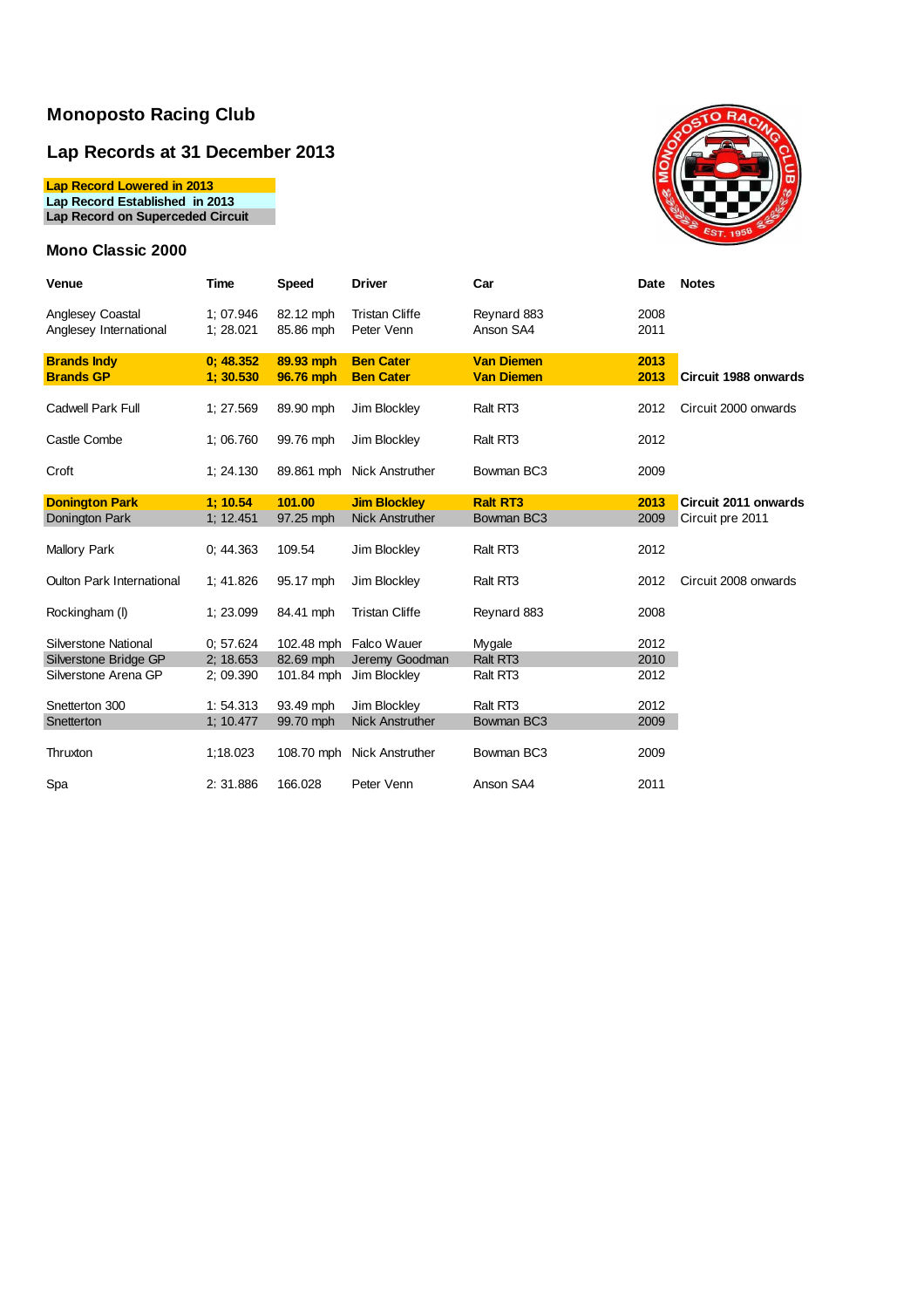# Monoposto Racing Club

## Lap Records at 31 December 2013

**Lap Record Lowered in 2013**
**Lap Record Established in 2013**
**Lap Record on Superceded Circuit**

### Mono Classic 2000

| Venue | Time | Speed | Driver | Car | Date | Notes |
|---|---|---|---|---|---|---|
| Anglesey Coastal | 1; 07.946 | 82.12 mph | Tristan Cliffe | Reynard 883 | 2008 | |
| Anglesey International | 1; 28.021 | 85.86 mph | Peter Venn | Anson SA4 | 2011 | |
| **Brands Indy** | **0; 48.352** | **89.93 mph** | **Ben Cater** | **Van Diemen** | **2013** | |
| **Brands GP** | **1; 30.530** | **96.76 mph** | **Ben Cater** | **Van Diemen** | **2013** | **Circuit 1988 onwards** |
| Cadwell Park Full | 1; 27.569 | 89.90 mph | Jim Blockley | Ralt RT3 | 2012 | Circuit 2000 onwards |
| Castle Combe | 1; 06.760 | 99.76 mph | Jim Blockley | Ralt RT3 | 2012 | |
| Croft | 1; 24.130 | 89.861 mph | Nick Anstruther | Bowman BC3 | 2009 | |
| **Donington Park** | **1; 10.54** | **101.00** | **Jim Blockley** | **Ralt RT3** | **2013** | **Circuit 2011 onwards** |
| Donington Park | 1; 12.451 | 97.25 mph | Nick Anstruther | Bowman BC3 | 2009 | Circuit pre 2011 |
| Mallory Park | 0; 44.363 | 109.54 | Jim Blockley | Ralt RT3 | 2012 | |
| Oulton Park International | 1; 41.826 | 95.17 mph | Jim Blockley | Ralt RT3 | 2012 | Circuit 2008 onwards |
| Rockingham (I) | 1; 23.099 | 84.41 mph | Tristan Cliffe | Reynard 883 | 2008 | |
| Silverstone National | 0; 57.624 | 102.48 mph | Falco Wauer | Mygale | 2012 | |
| Silverstone Bridge GP | 2; 18.653 | 82.69 mph | Jeremy Goodman | Ralt RT3 | 2010 | |
| Silverstone Arena GP | 2; 09.390 | 101.84 mph | Jim Blockley | Ralt RT3 | 2012 | |
| Snetterton 300 | 1: 54.313 | 93.49 mph | Jim Blockley | Ralt RT3 | 2012 | |
| Snetterton | 1; 10.477 | 99.70 mph | Nick Anstruther | Bowman BC3 | 2009 | |
| Thruxton | 1;18.023 | 108.70 mph | Nick Anstruther | Bowman BC3 | 2009 | |
| Spa | 2: 31.886 | 166.028 | Peter Venn | Anson SA4 | 2011 | |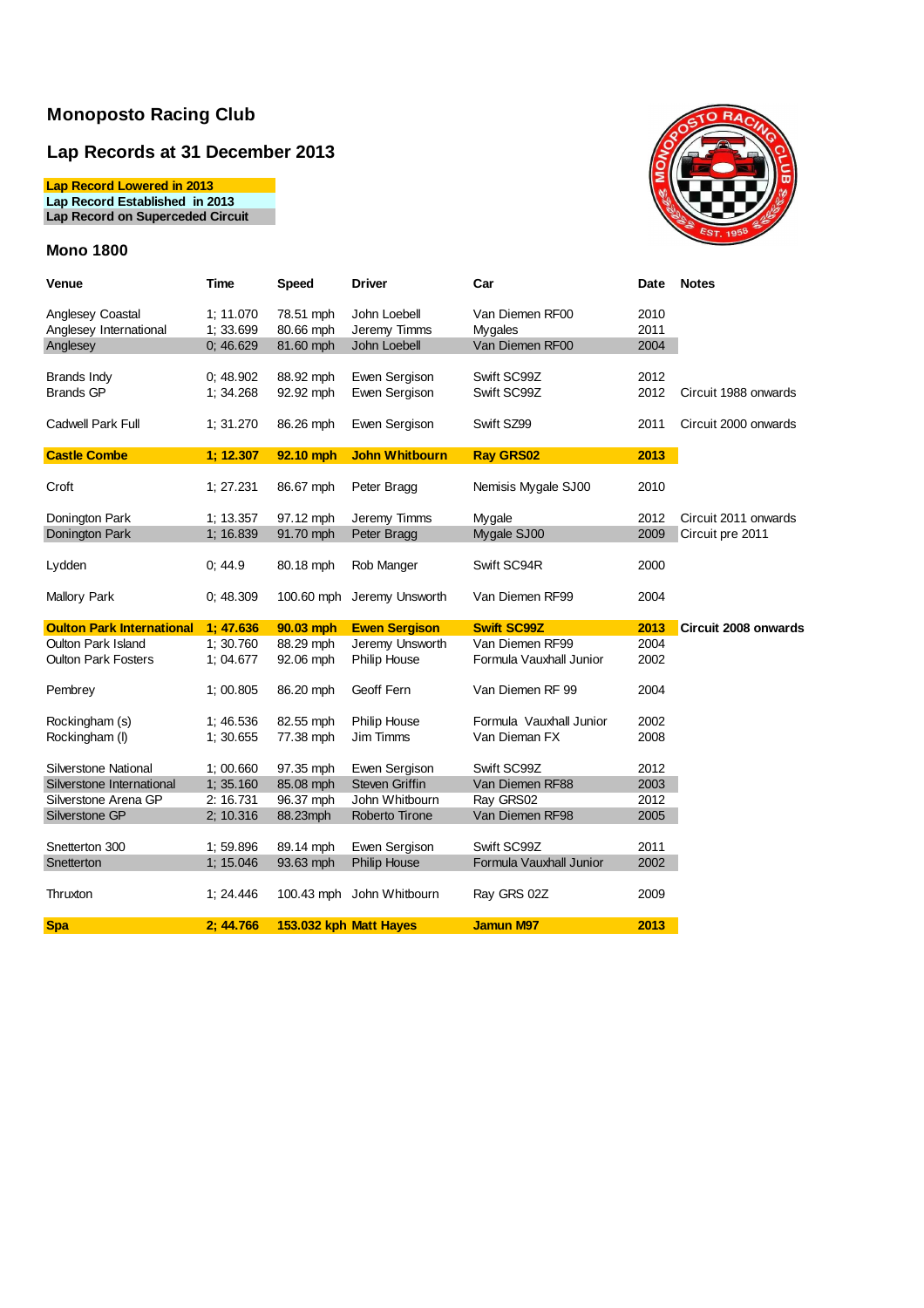# Monoposto Racing Club

## Lap Records at 31 December 2013

**Lap Record Lowered in 2013**
**Lap Record Established in 2013**
**Lap Record on Superceded Circuit**

### Mono 1800

| Venue | Time | Speed | Driver | Car | Date | Notes |
|---|---|---|---|---|---|---|
| Anglesey Coastal | 1; 11.070 | 78.51 mph | John Loebell | Van Diemen RF00 | 2010 | |
| Anglesey International | 1; 33.699 | 80.66 mph | Jeremy Timms | Mygales | 2011 | |
| Anglesey | 0; 46.629 | 81.60 mph | John Loebell | Van Diemen RF00 | 2004 | |
| Brands Indy | 0; 48.902 | 88.92 mph | Ewen Sergison | Swift SC99Z | 2012 | |
| Brands GP | 1; 34.268 | 92.92 mph | Ewen Sergison | Swift SC99Z | 2012 | Circuit 1988 onwards |
| Cadwell Park Full | 1; 31.270 | 86.26 mph | Ewen Sergison | Swift SZ99 | 2011 | Circuit 2000 onwards |
| **Castle Combe** | **1; 12.307** | **92.10 mph** | **John Whitbourn** | **Ray GRS02** | **2013** | |
| Croft | 1; 27.231 | 86.67 mph | Peter Bragg | Nemisis Mygale SJ00 | 2010 | |
| Donington Park | 1; 13.357 | 97.12 mph | Jeremy Timms | Mygale | 2012 | Circuit 2011 onwards |
| Donington Park | 1; 16.839 | 91.70 mph | Peter Bragg | Mygale SJ00 | 2009 | Circuit pre 2011 |
| Lydden | 0; 44.9 | 80.18 mph | Rob Manger | Swift SC94R | 2000 | |
| Mallory Park | 0; 48.309 | 100.60 mph | Jeremy Unsworth | Van Diemen RF99 | 2004 | |
| **Oulton Park International** | **1; 47.636** | **90.03 mph** | **Ewen Sergison** | **Swift SC99Z** | **2013** | **Circuit 2008 onwards** |
| Oulton Park Island | 1; 30.760 | 88.29 mph | Jeremy Unsworth | Van Diemen RF99 | 2004 | |
| Oulton Park Fosters | 1; 04.677 | 92.06 mph | Philip House | Formula Vauxhall Junior | 2002 | |
| Pembrey | 1; 00.805 | 86.20 mph | Geoff Fern | Van Diemen RF 99 | 2004 | |
| Rockingham (s) | 1; 46.536 | 82.55 mph | Philip House | Formula Vauxhall Junior | 2002 | |
| Rockingham (l) | 1; 30.655 | 77.38 mph | Jim Timms | Van Dieman FX | 2008 | |
| Silverstone National | 1; 00.660 | 97.35 mph | Ewen Sergison | Swift SC99Z | 2012 | |
| Silverstone International | 1; 35.160 | 85.08 mph | Steven Griffin | Van Diemen RF88 | 2003 | |
| Silverstone Arena GP | 2: 16.731 | 96.37 mph | John Whitbourn | Ray GRS02 | 2012 | |
| Silverstone GP | 2; 10.316 | 88.23mph | Roberto Tirone | Van Diemen RF98 | 2005 | |
| Snetterton 300 | 1; 59.896 | 89.14 mph | Ewen Sergison | Swift SC99Z | 2011 | |
| Snetterton | 1; 15.046 | 93.63 mph | Philip House | Formula Vauxhall Junior | 2002 | |
| Thruxton | 1; 24.446 | 100.43 mph | John Whitbourn | Ray GRS 02Z | 2009 | |
| **Spa** | **2; 44.766** | **153.032 kph** | **Matt Hayes** | **Jamun M97** | **2013** | |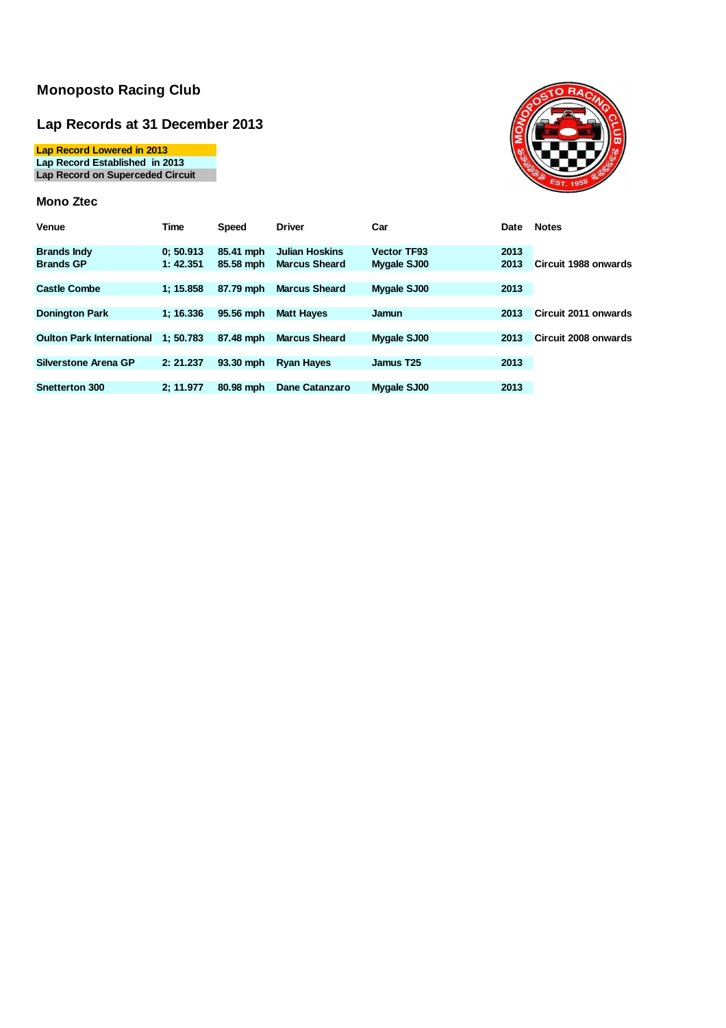## Monoposto Racing Club

## Lap Records at 31 December 2013

Lap Record Lowered in 2013
Lap Record Established in 2013
Lap Record on Superceded Circuit

### Mono Ztec

| Venue | Time | Speed | Driver | Car | Date | Notes |
|---|---|---|---|---|---|---|
| Brands Indy | 0; 50.913 | 85.41 mph | Julian Hoskins | Vector TF93 | 2013 | |
| Brands GP | 1: 42.351 | 85.58 mph | Marcus Sheard | Mygale SJ00 | 2013 | Circuit 1988 onwards |
| Castle Combe | 1; 15.858 | 87.79 mph | Marcus Sheard | Mygale SJ00 | 2013 | |
| Donington Park | 1; 16.336 | 95.56 mph | Matt Hayes | Jamun | 2013 | Circuit 2011 onwards |
| Oulton Park International | 1; 50.783 | 87.48 mph | Marcus Sheard | Mygale SJ00 | 2013 | Circuit 2008 onwards |
| Silverstone Arena GP | 2: 21.237 | 93.30 mph | Ryan Hayes | Jamus T25 | 2013 | |
| Snetterton 300 | 2; 11.977 | 80.98 mph | Dane Catanzaro | Mygale SJ00 | 2013 | |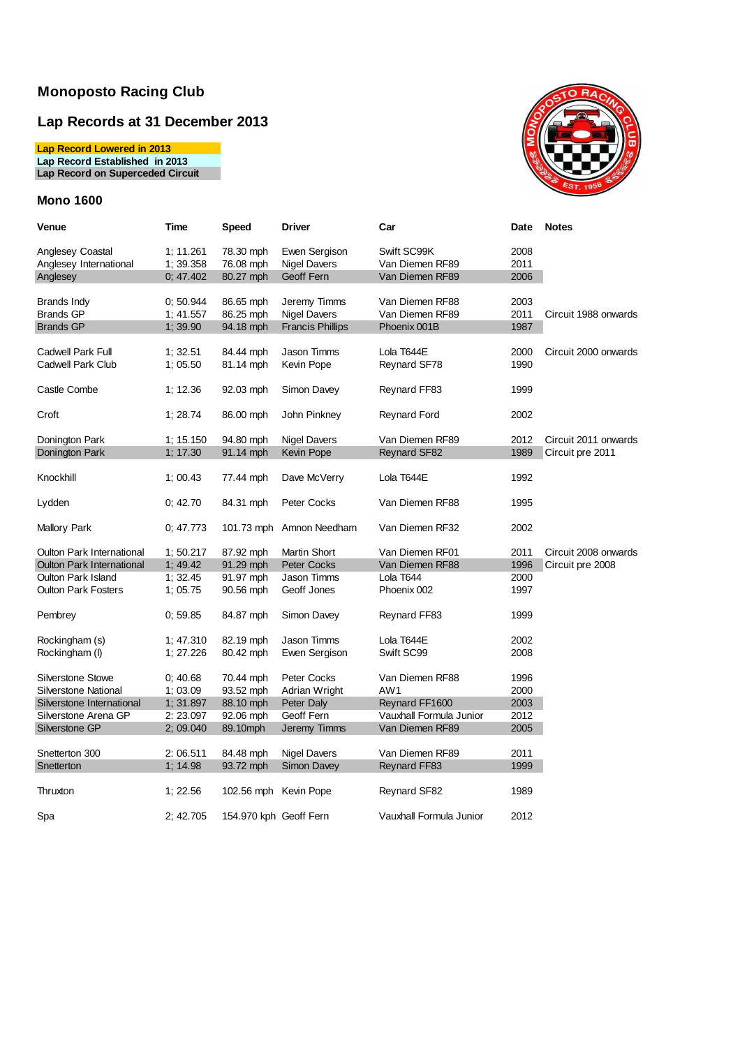## Monoposto Racing Club

## Lap Records at 31 December 2013

**Lap Record Lowered in 2013**
**Lap Record Established in 2013**
**Lap Record on Superceded Circuit**

### Mono 1600

| Venue | Time | Speed | Driver | Car | Date | Notes |
|---|---|---|---|---|---|---|
| Anglesey Coastal | 1; 11.261 | 78.30 mph | Ewen Sergison | Swift SC99K | 2008 | |
| Anglesey International | 1; 39.358 | 76.08 mph | Nigel Davers | Van Diemen RF89 | 2011 | |
| Anglesey | 0; 47.402 | 80.27 mph | Geoff Fern | Van Diemen RF89 | 2006 | |
| Brands Indy | 0; 50.944 | 86.65 mph | Jeremy Timms | Van Diemen RF88 | 2003 | |
| Brands GP | 1; 41.557 | 86.25 mph | Nigel Davers | Van Diemen RF89 | 2011 | Circuit 1988 onwards |
| Brands GP | 1; 39.90 | 94.18 mph | Francis Phillips | Phoenix 001B | 1987 | |
| Cadwell Park Full | 1; 32.51 | 84.44 mph | Jason Timms | Lola T644E | 2000 | Circuit 2000 onwards |
| Cadwell Park Club | 1; 05.50 | 81.14 mph | Kevin Pope | Reynard SF78 | 1990 | |
| Castle Combe | 1; 12.36 | 92.03 mph | Simon Davey | Reynard FF83 | 1999 | |
| Croft | 1; 28.74 | 86.00 mph | John Pinkney | Reynard Ford | 2002 | |
| Donington Park | 1; 15.150 | 94.80 mph | Nigel Davers | Van Diemen RF89 | 2012 | Circuit 2011 onwards |
| Donington Park | 1; 17.30 | 91.14 mph | Kevin Pope | Reynard SF82 | 1989 | Circuit pre 2011 |
| Knockhill | 1; 00.43 | 77.44 mph | Dave McVerry | Lola T644E | 1992 | |
| Lydden | 0; 42.70 | 84.31 mph | Peter Cocks | Van Diemen RF88 | 1995 | |
| Mallory Park | 0; 47.773 | 101.73 mph | Amnon Needham | Van Diemen RF32 | 2002 | |
| Oulton Park International | 1; 50.217 | 87.92 mph | Martin Short | Van Diemen RF01 | 2011 | Circuit 2008 onwards |
| Oulton Park International | 1; 49.42 | 91.29 mph | Peter Cocks | Van Diemen RF88 | 1996 | Circuit pre 2008 |
| Oulton Park Island | 1; 32.45 | 91.97 mph | Jason Timms | Lola T644 | 2000 | |
| Oulton Park Fosters | 1; 05.75 | 90.56 mph | Geoff Jones | Phoenix 002 | 1997 | |
| Pembrey | 0; 59.85 | 84.87 mph | Simon Davey | Reynard FF83 | 1999 | |
| Rockingham (s) | 1; 47.310 | 82.19 mph | Jason Timms | Lola T644E | 2002 | |
| Rockingham (l) | 1; 27.226 | 80.42 mph | Ewen Sergison | Swift SC99 | 2008 | |
| Silverstone Stowe | 0; 40.68 | 70.44 mph | Peter Cocks | Van Diemen RF88 | 1996 | |
| Silverstone National | 1; 03.09 | 93.52 mph | Adrian Wright | AW1 | 2000 | |
| Silverstone International | 1; 31.897 | 88.10 mph | Peter Daly | Reynard FF1600 | 2003 | |
| Silverstone Arena GP | 2: 23.097 | 92.06 mph | Geoff Fern | Vauxhall Formula Junior | 2012 | |
| Silverstone GP | 2; 09.040 | 89.10mph | Jeremy Timms | Van Diemen RF89 | 2005 | |
| Snetterton 300 | 2: 06.511 | 84.48 mph | Nigel Davers | Van Diemen RF89 | 2011 | |
| Snetterton | 1; 14.98 | 93.72 mph | Simon Davey | Reynard FF83 | 1999 | |
| Thruxton | 1; 22.56 | 102.56 mph | Kevin Pope | Reynard SF82 | 1989 | |
| Spa | 2; 42.705 | 154.970 kph | Geoff Fern | Vauxhall Formula Junior | 2012 | |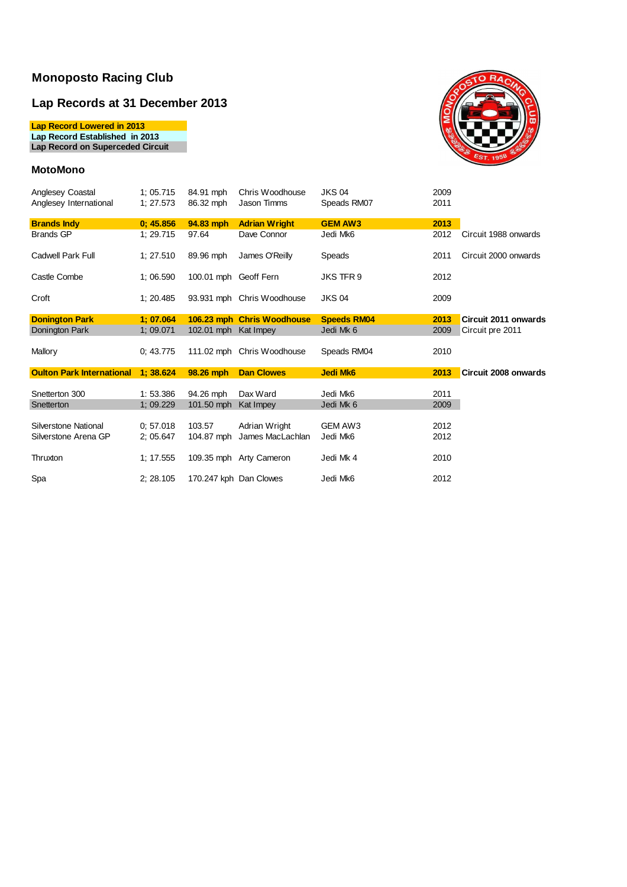## Monoposto Racing Club

## Lap Records at 31 December 2013

**Lap Record Lowered in 2013**
**Lap Record Established in 2013**
**Lap Record on Superceded Circuit**

### MotoMono

| | | | | | | |
|---|---|---|---|---|---|---|
| Anglesey Coastal | 1; 05.715 | 84.91 mph | Chris Woodhouse | JKS 04 | 2009 | |
| Anglesey International | 1; 27.573 | 86.32 mph | Jason Timms | Speads RM07 | 2011 | |
| **Brands Indy** | **0; 45.856** | **94.83 mph** | **Adrian Wright** | **GEM AW3** | **2013** | |
| Brands GP | 1; 29.715 | 97.64 | Dave Connor | Jedi Mk6 | 2012 | Circuit 1988 onwards |
| Cadwell Park Full | 1; 27.510 | 89.96 mph | James O'Reilly | Speads | 2011 | Circuit 2000 onwards |
| Castle Combe | 1; 06.590 | 100.01 mph | Geoff Fern | JKS TFR 9 | 2012 | |
| Croft | 1; 20.485 | 93.931 mph | Chris Woodhouse | JKS 04 | 2009 | |
| **Donington Park** | **1; 07.064** | **106.23 mph** | **Chris Woodhouse** | **Speeds RM04** | **2013** | **Circuit 2011 onwards** |
| Donington Park | 1; 09.071 | 102.01 mph | Kat Impey | Jedi Mk 6 | 2009 | Circuit pre 2011 |
| Mallory | 0; 43.775 | 111.02 mph | Chris Woodhouse | Speads RM04 | 2010 | |
| **Oulton Park International** | **1; 38.624** | **98.26 mph** | **Dan Clowes** | **Jedi Mk6** | **2013** | **Circuit 2008 onwards** |
| Snetterton 300 | 1: 53.386 | 94.26 mph | Dax Ward | Jedi Mk6 | 2011 | |
| Snetterton | 1; 09.229 | 101.50 mph | Kat Impey | Jedi Mk 6 | 2009 | |
| Silverstone National | 0; 57.018 | 103.57 | Adrian Wright | GEM AW3 | 2012 | |
| Silverstone Arena GP | 2; 05.647 | 104.87 mph | James MacLachlan | Jedi Mk6 | 2012 | |
| Thruxton | 1; 17.555 | 109.35 mph | Arty Cameron | Jedi Mk 4 | 2010 | |
| Spa | 2; 28.105 | 170.247 kph | Dan Clowes | Jedi Mk6 | 2012 | |